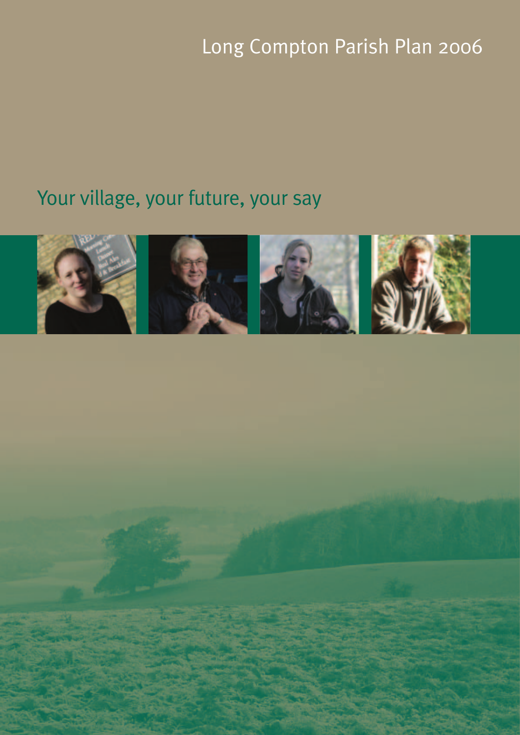# Long Compton Parish Plan 2006

## Your village, your future, your say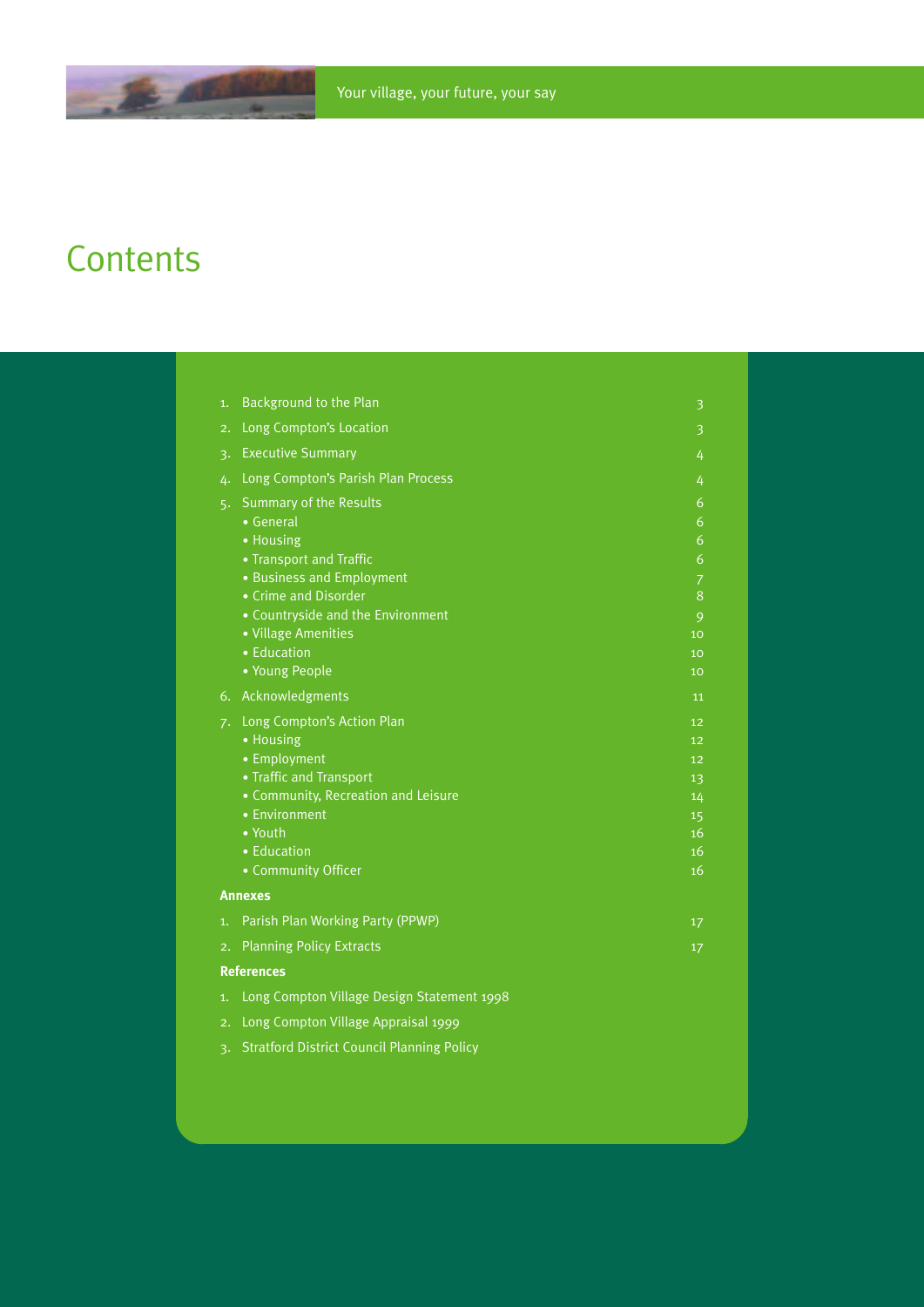# Contents

| | | |
|---|---|---|
| 1. | Background to the Plan | 3 |
| 2. | Long Compton's Location | 3 |
| 3. | Executive Summary | 4 |
| 4. | Long Compton's Parish Plan Process | 4 |
| 5. | Summary of the Results | 6 |
| | • General | 6 |
| | • Housing | 6 |
| | • Transport and Traffic | 6 |
| | • Business and Employment | 7 |
| | • Crime and Disorder | 8 |
| | • Countryside and the Environment | 9 |
| | • Village Amenities | 10 |
| | • Education | 10 |
| | • Young People | 10 |
| 6. | Acknowledgments | 11 |
| 7. | Long Compton's Action Plan | 12 |
| | • Housing | 12 |
| | • Employment | 12 |
| | • Traffic and Transport | 13 |
| | • Community, Recreation and Leisure | 14 |
| | • Environment | 15 |
| | • Youth | 16 |
| | • Education | 16 |
| | • Community Officer | 16 |

**Annexes**

| | | |
|---|---|---|
| 1. | Parish Plan Working Party (PPWP) | 17 |
| 2. | Planning Policy Extracts | 17 |

**References**

1. Long Compton Village Design Statement 1998
2. Long Compton Village Appraisal 1999
3. Stratford District Council Planning Policy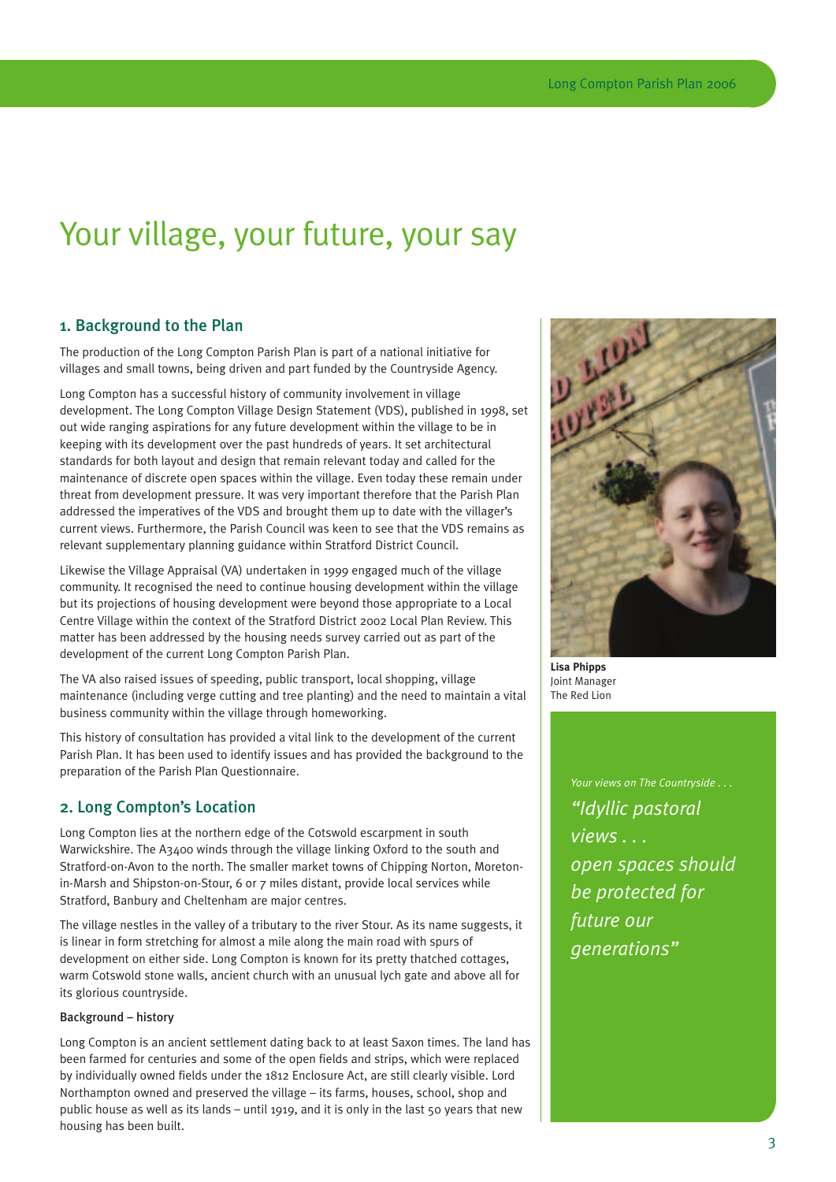# Your village, your future, your say

## 1. Background to the Plan

The production of the Long Compton Parish Plan is part of a national initiative for villages and small towns, being driven and part funded by the Countryside Agency.

Long Compton has a successful history of community involvement in village development. The Long Compton Village Design Statement (VDS), published in 1998, set out wide ranging aspirations for any future development within the village to be in keeping with its development over the past hundreds of years. It set architectural standards for both layout and design that remain relevant today and called for the maintenance of discrete open spaces within the village. Even today these remain under threat from development pressure. It was very important therefore that the Parish Plan addressed the imperatives of the VDS and brought them up to date with the villager's current views. Furthermore, the Parish Council was keen to see that the VDS remains as relevant supplementary planning guidance within Stratford District Council.

Likewise the Village Appraisal (VA) undertaken in 1999 engaged much of the village community. It recognised the need to continue housing development within the village but its projections of housing development were beyond those appropriate to a Local Centre Village within the context of the Stratford District 2002 Local Plan Review. This matter has been addressed by the housing needs survey carried out as part of the development of the current Long Compton Parish Plan.

The VA also raised issues of speeding, public transport, local shopping, village maintenance (including verge cutting and tree planting) and the need to maintain a vital business community within the village through homeworking.

This history of consultation has provided a vital link to the development of the current Parish Plan. It has been used to identify issues and has provided the background to the preparation of the Parish Plan Questionnaire.

## 2. Long Compton's Location

Long Compton lies at the northern edge of the Cotswold escarpment in south Warwickshire. The A3400 winds through the village linking Oxford to the south and Stratford-on-Avon to the north. The smaller market towns of Chipping Norton, Moreton-in-Marsh and Shipston-on-Stour, 6 or 7 miles distant, provide local services while Stratford, Banbury and Cheltenham are major centres.

The village nestles in the valley of a tributary to the river Stour. As its name suggests, it is linear in form stretching for almost a mile along the main road with spurs of development on either side. Long Compton is known for its pretty thatched cottages, warm Cotswold stone walls, ancient church with an unusual lych gate and above all for its glorious countryside.

### Background – history

Long Compton is an ancient settlement dating back to at least Saxon times. The land has been farmed for centuries and some of the open fields and strips, which were replaced by individually owned fields under the 1812 Enclosure Act, are still clearly visible. Lord Northampton owned and preserved the village – its farms, houses, school, shop and public house as well as its lands – until 1919, and it is only in the last 50 years that new housing has been built.

**Lisa Phipps**
Joint Manager
The Red Lion

*Your views on The Countryside . . .*

*"Idyllic pastoral views . . . open spaces should be protected for future our generations"*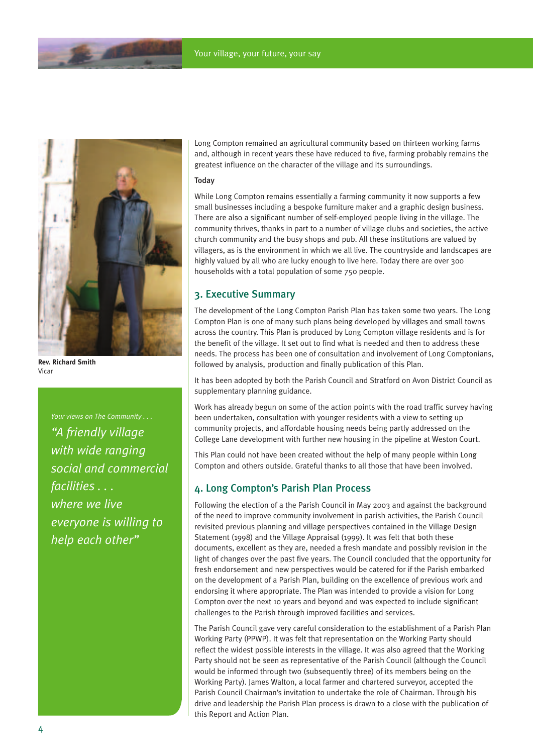**Rev. Richard Smith**
Vicar

*Your views on The Community . . .*

*"A friendly village with wide ranging social and commercial facilities . . . where we live everyone is willing to help each other"*

Long Compton remained an agricultural community based on thirteen working farms and, although in recent years these have reduced to five, farming probably remains the greatest influence on the character of the village and its surroundings.

**Today**

While Long Compton remains essentially a farming community it now supports a few small businesses including a bespoke furniture maker and a graphic design business. There are also a significant number of self-employed people living in the village. The community thrives, thanks in part to a number of village clubs and societies, the active church community and the busy shops and pub. All these institutions are valued by villagers, as is the environment in which we all live. The countryside and landscapes are highly valued by all who are lucky enough to live here. Today there are over 300 households with a total population of some 750 people.

## 3. Executive Summary

The development of the Long Compton Parish Plan has taken some two years. The Long Compton Plan is one of many such plans being developed by villages and small towns across the country. This Plan is produced by Long Compton village residents and is for the benefit of the village. It set out to find what is needed and then to address these needs. The process has been one of consultation and involvement of Long Comptonians, followed by analysis, production and finally publication of this Plan.

It has been adopted by both the Parish Council and Stratford on Avon District Council as supplementary planning guidance.

Work has already begun on some of the action points with the road traffic survey having been undertaken, consultation with younger residents with a view to setting up community projects, and affordable housing needs being partly addressed on the College Lane development with further new housing in the pipeline at Weston Court.

This Plan could not have been created without the help of many people within Long Compton and others outside. Grateful thanks to all those that have been involved.

## 4. Long Compton's Parish Plan Process

Following the election of a the Parish Council in May 2003 and against the background of the need to improve community involvement in parish activities, the Parish Council revisited previous planning and village perspectives contained in the Village Design Statement (1998) and the Village Appraisal (1999). It was felt that both these documents, excellent as they are, needed a fresh mandate and possibly revision in the light of changes over the past five years. The Council concluded that the opportunity for fresh endorsement and new perspectives would be catered for if the Parish embarked on the development of a Parish Plan, building on the excellence of previous work and endorsing it where appropriate. The Plan was intended to provide a vision for Long Compton over the next 10 years and beyond and was expected to include significant challenges to the Parish through improved facilities and services.

The Parish Council gave very careful consideration to the establishment of a Parish Plan Working Party (PPWP). It was felt that representation on the Working Party should reflect the widest possible interests in the village. It was also agreed that the Working Party should not be seen as representative of the Parish Council (although the Council would be informed through two (subsequently three) of its members being on the Working Party). James Walton, a local farmer and chartered surveyor, accepted the Parish Council Chairman's invitation to undertake the role of Chairman. Through his drive and leadership the Parish Plan process is drawn to a close with the publication of this Report and Action Plan.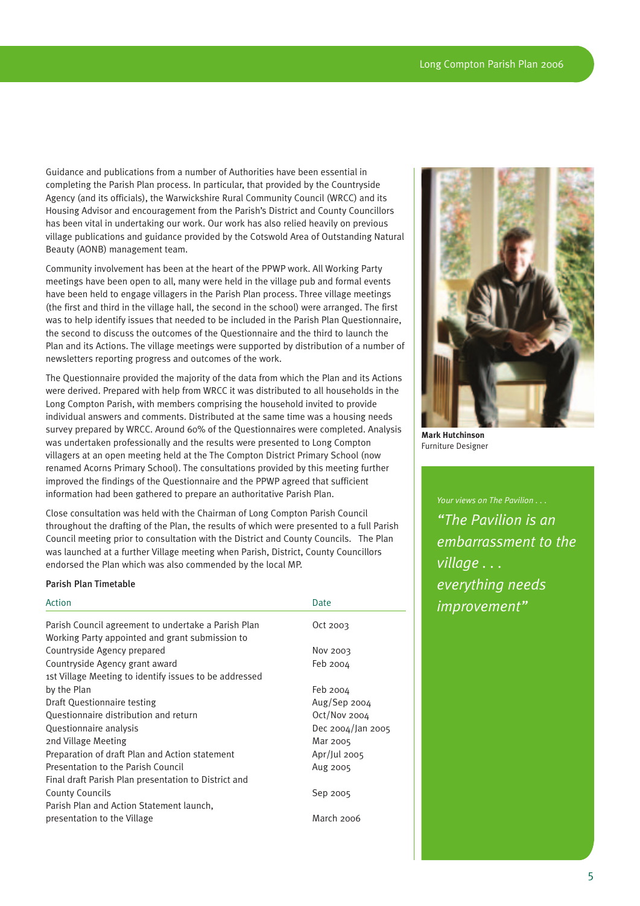Guidance and publications from a number of Authorities have been essential in completing the Parish Plan process. In particular, that provided by the Countryside Agency (and its officials), the Warwickshire Rural Community Council (WRCC) and its Housing Advisor and encouragement from the Parish's District and County Councillors has been vital in undertaking our work. Our work has also relied heavily on previous village publications and guidance provided by the Cotswold Area of Outstanding Natural Beauty (AONB) management team.

Community involvement has been at the heart of the PPWP work. All Working Party meetings have been open to all, many were held in the village pub and formal events have been held to engage villagers in the Parish Plan process. Three village meetings (the first and third in the village hall, the second in the school) were arranged. The first was to help identify issues that needed to be included in the Parish Plan Questionnaire, the second to discuss the outcomes of the Questionnaire and the third to launch the Plan and its Actions. The village meetings were supported by distribution of a number of newsletters reporting progress and outcomes of the work.

The Questionnaire provided the majority of the data from which the Plan and its Actions were derived. Prepared with help from WRCC it was distributed to all households in the Long Compton Parish, with members comprising the household invited to provide individual answers and comments. Distributed at the same time was a housing needs survey prepared by WRCC. Around 60% of the Questionnaires were completed. Analysis was undertaken professionally and the results were presented to Long Compton villagers at an open meeting held at the The Compton District Primary School (now renamed Acorns Primary School). The consultations provided by this meeting further improved the findings of the Questionnaire and the PPWP agreed that sufficient information had been gathered to prepare an authoritative Parish Plan.

Close consultation was held with the Chairman of Long Compton Parish Council throughout the drafting of the Plan, the results of which were presented to a full Parish Council meeting prior to consultation with the District and County Councils. The Plan was launched at a further Village meeting when Parish, District, County Councillors endorsed the Plan which was also commended by the local MP.

**Parish Plan Timetable**

| Action | Date |
|---|---|
| Parish Council agreement to undertake a Parish Plan | Oct 2003 |
| Working Party appointed and grant submission to Countryside Agency prepared | Nov 2003 |
| Countryside Agency grant award | Feb 2004 |
| 1st Village Meeting to identify issues to be addressed by the Plan | Feb 2004 |
| Draft Questionnaire testing | Aug/Sep 2004 |
| Questionnaire distribution and return | Oct/Nov 2004 |
| Questionnaire analysis | Dec 2004/Jan 2005 |
| 2nd Village Meeting | Mar 2005 |
| Preparation of draft Plan and Action statement | Apr/Jul 2005 |
| Presentation to the Parish Council | Aug 2005 |
| Final draft Parish Plan presentation to District and County Councils | Sep 2005 |
| Parish Plan and Action Statement launch, presentation to the Village | March 2006 |

**Mark Hutchinson**
Furniture Designer

*Your views on The Pavilion . . .*

*"The Pavilion is an embarrassment to the village . . . everything needs improvement"*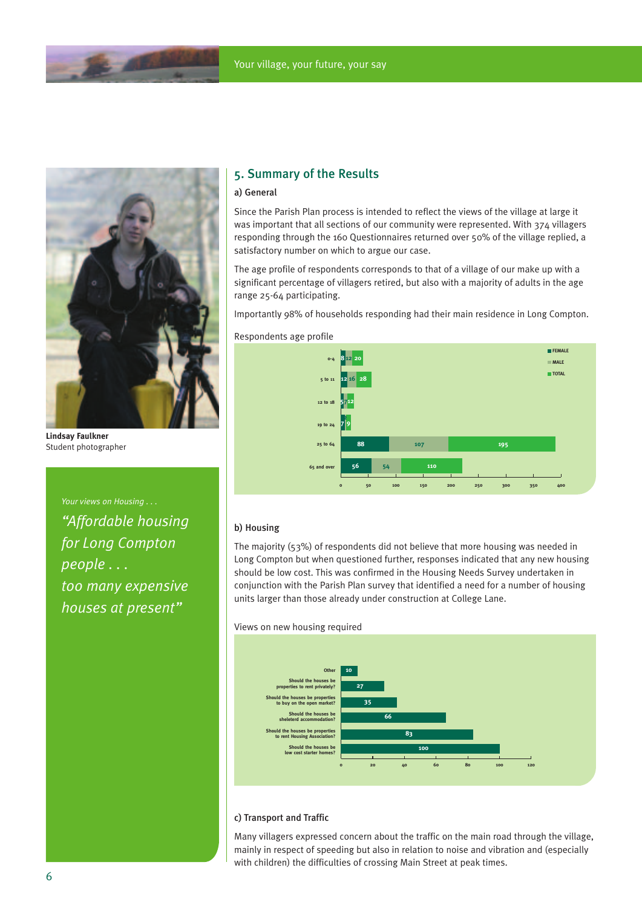## 5. Summary of the Results

### a) General

Since the Parish Plan process is intended to reflect the views of the village at large it was important that all sections of our community were represented. With 374 villagers responding through the 160 Questionnaires returned over 50% of the village replied, a satisfactory number on which to argue our case.

The age profile of respondents corresponds to that of a village of our make up with a significant percentage of villagers retired, but also with a majority of adults in the age range 25-64 participating.

Importantly 98% of households responding had their main residence in Long Compton.

Respondents age profile

| Age | Female | Male | Total |
|---|---|---|---|
| 0-4 | 8 | 12 | 20 |
| 5 to 11 | 12 | 16 | 28 |
| 12 to 18 | 5 | 7 | 12 |
| 19 to 24 | 2 | 7 | 9 |
| 25 to 64 | 88 | 107 | 195 |
| 65 and over | 56 | 54 | 110 |

### b) Housing

The majority (53%) of respondents did not believe that more housing was needed in Long Compton but when questioned further, responses indicated that any new housing should be low cost. This was confirmed in the Housing Needs Survey undertaken in conjunction with the Parish Plan survey that identified a need for a number of housing units larger than those already under construction at College Lane.

Views on new housing required

| Response | Count |
|---|---|
| Other | 10 |
| Should the houses be properties to rent privately? | 27 |
| Should the houses be properties to buy on the open market? | 35 |
| Should the houses be sheleterd accommodation? | 66 |
| Should the houses be properties to rent Housing Association? | 83 |
| Should the houses be low cost starter homes? | 100 |

### c) Transport and Traffic

Many villagers expressed concern about the traffic on the main road through the village, mainly in respect of speeding but also in relation to noise and vibration and (especially with children) the difficulties of crossing Main Street at peak times.

**Lindsay Faulkner**
Student photographer

*Your views on Housing . . .*

*"Affordable housing for Long Compton people . . . too many expensive houses at present"*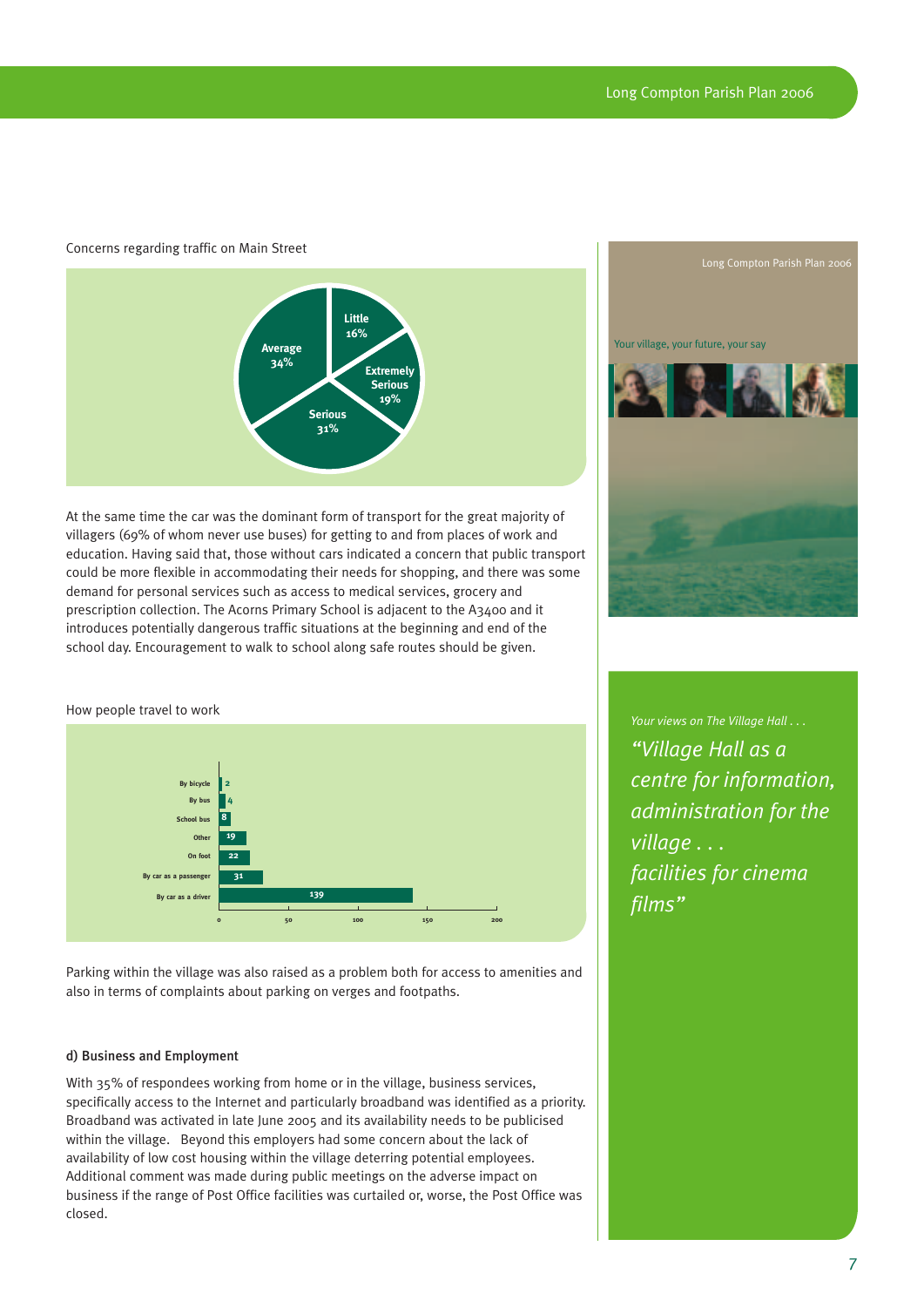Concerns regarding traffic on Main Street

| Concern | Percentage |
| --- | --- |
| Little | 16% |
| Extremely Serious | 19% |
| Serious | 31% |
| Average | 34% |

At the same time the car was the dominant form of transport for the great majority of villagers (69% of whom never use buses) for getting to and from places of work and education. Having said that, those without cars indicated a concern that public transport could be more flexible in accommodating their needs for shopping, and there was some demand for personal services such as access to medical services, grocery and prescription collection. The Acorns Primary School is adjacent to the A3400 and it introduces potentially dangerous traffic situations at the beginning and end of the school day. Encouragement to walk to school along safe routes should be given.

How people travel to work

| Mode | Number |
| --- | --- |
| By bicycle | 2 |
| By bus | 4 |
| School bus | 8 |
| Other | 19 |
| On foot | 22 |
| By car as a passenger | 31 |
| By car as a driver | 139 |

Parking within the village was also raised as a problem both for access to amenities and also in terms of complaints about parking on verges and footpaths.

#### d) Business and Employment

With 35% of respondees working from home or in the village, business services, specifically access to the Internet and particularly broadband was identified as a priority. Broadband was activated in late June 2005 and its availability needs to be publicised within the village. Beyond this employers had some concern about the lack of availability of low cost housing within the village deterring potential employees. Additional comment was made during public meetings on the adverse impact on business if the range of Post Office facilities was curtailed or, worse, the Post Office was closed.

Long Compton Parish Plan 2006

Your village, your future, your say

*Your views on The Village Hall . . .*

*"Village Hall as a centre for information, administration for the village . . . facilities for cinema films"*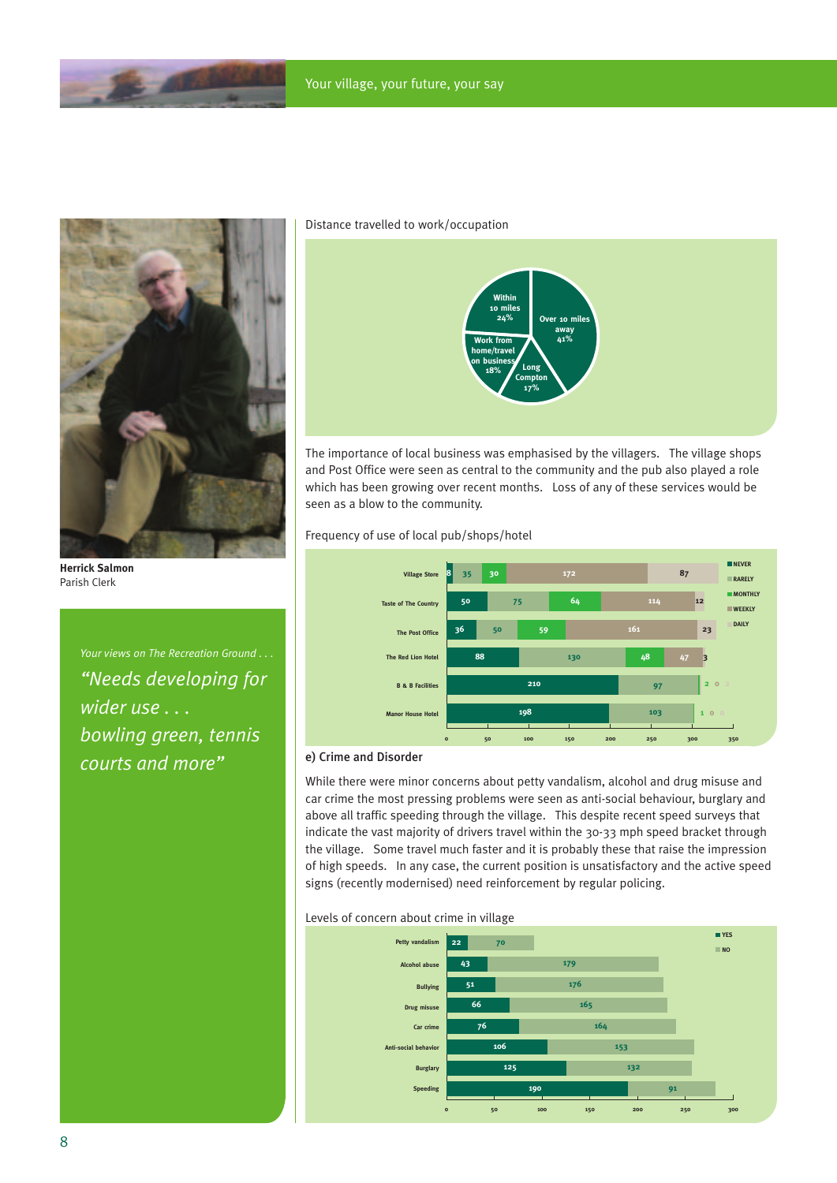Herrick Salmon
Parish Clerk

*Your views on The Recreation Ground . . .*

*"Needs developing for wider use . . . bowling green, tennis courts and more"*

Distance travelled to work/occupation

| Category | Percentage |
|---|---|
| Within 10 miles | 24% |
| Over 10 miles away | 41% |
| Work from home/travel on business | 18% |
| Long Compton | 17% |

The importance of local business was emphasised by the villagers. The village shops and Post Office were seen as central to the community and the pub also played a role which has been growing over recent months. Loss of any of these services would be seen as a blow to the community.

Frequency of use of local pub/shops/hotel

| | NEVER | RARELY | MONTHLY | WEEKLY | DAILY |
|---|---|---|---|---|---|
| Village Store | 8 | 35 | 30 | 172 | 87 |
| Taste of The Country | 50 | 75 | 64 | 114 | 12 |
| The Post Office | 36 | 50 | 59 | 161 | 23 |
| The Red Lion Hotel | 88 | 130 | 48 | 47 | 3 |
| B & B Facilities | 210 | 97 | 2 | 0 | 2 |
| Manor House Hotel | 198 | 103 | 1 | 0 | 0 |

## e) Crime and Disorder

While there were minor concerns about petty vandalism, alcohol and drug misuse and car crime the most pressing problems were seen as anti-social behaviour, burglary and above all traffic speeding through the village. This despite recent speed surveys that indicate the vast majority of drivers travel within the 30-33 mph speed bracket through the village. Some travel much faster and it is probably these that raise the impression of high speeds. In any case, the current position is unsatisfactory and the active speed signs (recently modernised) need reinforcement by regular policing.

Levels of concern about crime in village

| | YES | NO |
|---|---|---|
| Petty vandalism | 22 | 70 |
| Alcohol abuse | 43 | 179 |
| Bullying | 51 | 176 |
| Drug misuse | 66 | 165 |
| Car crime | 76 | 164 |
| Anti-social behavior | 106 | 153 |
| Burglary | 125 | 132 |
| Speeding | 190 | 91 |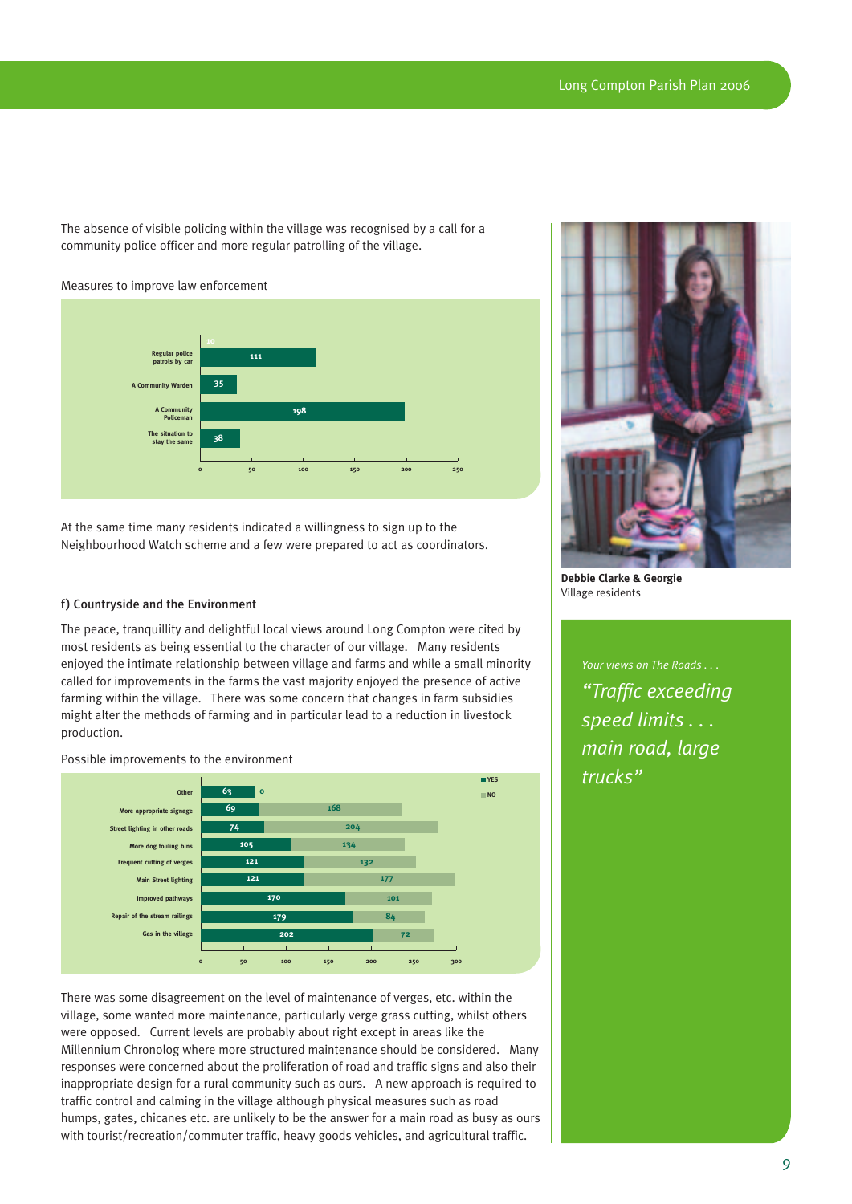The absence of visible policing within the village was recognised by a call for a community police officer and more regular patrolling of the village.

Measures to improve law enforcement

| Measure | Responses |
|---|---|
| Regular police patrols by car | 111 |
| A Community Warden | 35 |
| A Community Policeman | 198 |
| The situation to stay the same | 38 |

At the same time many residents indicated a willingness to sign up to the Neighbourhood Watch scheme and a few were prepared to act as coordinators.

### f) Countryside and the Environment

The peace, tranquillity and delightful local views around Long Compton were cited by most residents as being essential to the character of our village. Many residents enjoyed the intimate relationship between village and farms and while a small minority called for improvements in the farms the vast majority enjoyed the presence of active farming within the village. There was some concern that changes in farm subsidies might alter the methods of farming and in particular lead to a reduction in livestock production.

Possible improvements to the environment

| Improvement | YES | NO |
|---|---|---|
| Other | 63 | 0 |
| More appropriate signage | 69 | 168 |
| Street lighting in other roads | 74 | 204 |
| More dog fouling bins | 105 | 134 |
| Frequent cutting of verges | 121 | 132 |
| Main Street lighting | 121 | 177 |
| Improved pathways | 170 | 101 |
| Repair of the stream railings | 179 | 84 |
| Gas in the village | 202 | 72 |

There was some disagreement on the level of maintenance of verges, etc. within the village, some wanted more maintenance, particularly verge grass cutting, whilst others were opposed. Current levels are probably about right except in areas like the Millennium Chronolog where more structured maintenance should be considered. Many responses were concerned about the proliferation of road and traffic signs and also their inappropriate design for a rural community such as ours. A new approach is required to traffic control and calming in the village although physical measures such as road humps, gates, chicanes etc. are unlikely to be the answer for a main road as busy as ours with tourist/recreation/commuter traffic, heavy goods vehicles, and agricultural traffic.

**Debbie Clarke & Georgie**
Village residents

*Your views on The Roads . . .*

*"Traffic exceeding speed limits . . . main road, large trucks"*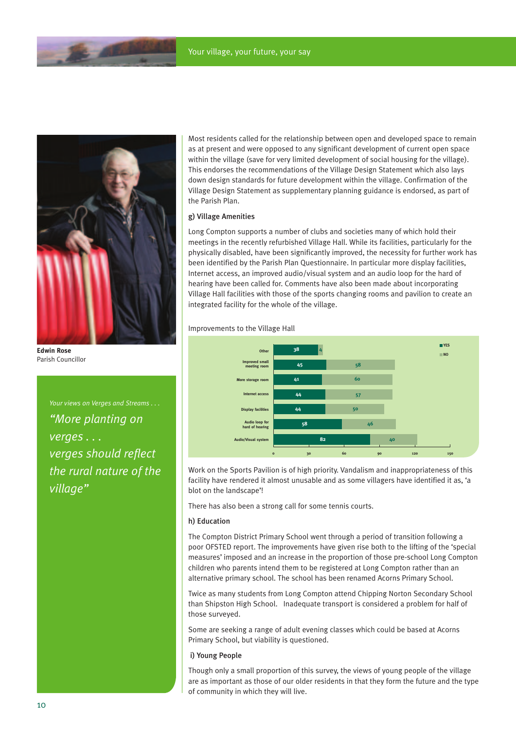**Edwin Rose**
Parish Councillor

*Your views on Verges and Streams . . .*

*"More planting on verges . . . verges should reflect the rural nature of the village"*

Most residents called for the relationship between open and developed space to remain as at present and were opposed to any significant development of current open space within the village (save for very limited development of social housing for the village). This endorses the recommendations of the Village Design Statement which also lays down design standards for future development within the village. Confirmation of the Village Design Statement as supplementary planning guidance is endorsed, as part of the Parish Plan.

### g) Village Amenities

Long Compton supports a number of clubs and societies many of which hold their meetings in the recently refurbished Village Hall. While its facilities, particularly for the physically disabled, have been significantly improved, the necessity for further work has been identified by the Parish Plan Questionnaire. In particular more display facilities, Internet access, an improved audio/visual system and an audio loop for the hard of hearing have been called for. Comments have also been made about incorporating Village Hall facilities with those of the sports changing rooms and pavilion to create an integrated facility for the whole of the village.

Improvements to the Village Hall

| | YES | NO |
|---|---|---|
| Other | 38 | 4 |
| Improved small meeting room | 45 | 58 |
| More storage room | 41 | 60 |
| Internet access | 44 | 57 |
| Display facilities | 44 | 50 |
| Audio loop for hard of hearing | 58 | 46 |
| Audio/Visual system | 82 | 40 |

Work on the Sports Pavilion is of high priority. Vandalism and inappropriateness of this facility have rendered it almost unusable and as some villagers have identified it as, 'a blot on the landscape'!

There has also been a strong call for some tennis courts.

### h) Education

The Compton District Primary School went through a period of transition following a poor OFSTED report. The improvements have given rise both to the lifting of the 'special measures' imposed and an increase in the proportion of those pre-school Long Compton children who parents intend them to be registered at Long Compton rather than an alternative primary school. The school has been renamed Acorns Primary School.

Twice as many students from Long Compton attend Chipping Norton Secondary School than Shipston High School. Inadequate transport is considered a problem for half of those surveyed.

Some are seeking a range of adult evening classes which could be based at Acorns Primary School, but viability is questioned.

### i) Young People

Though only a small proportion of this survey, the views of young people of the village are as important as those of our older residents in that they form the future and the type of community in which they will live.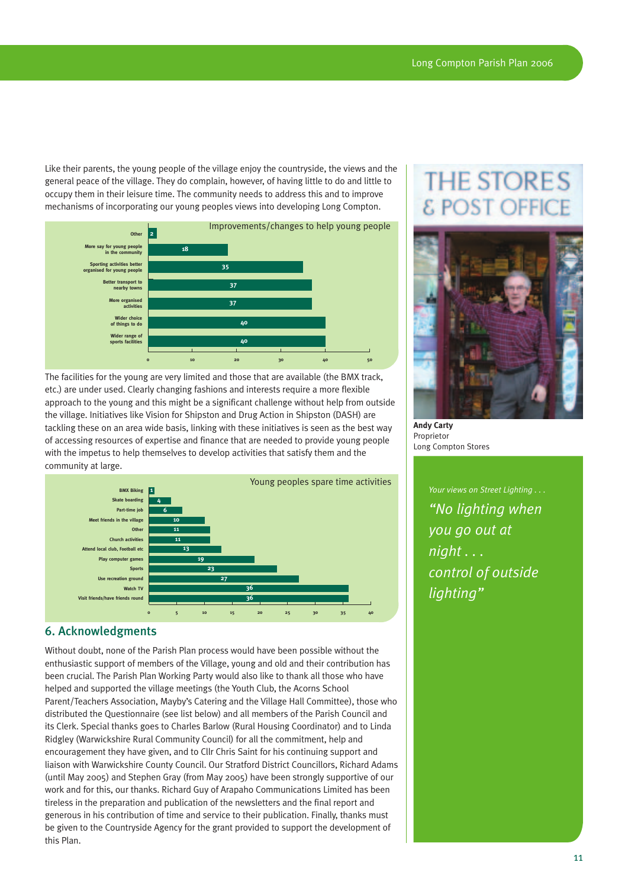Like their parents, the young people of the village enjoy the countryside, the views and the general peace of the village. They do complain, however, of having little to do and little to occupy them in their leisure time. The community needs to address this and to improve mechanisms of incorporating our young peoples views into developing Long Compton.

**Improvements/changes to help young people**

| Improvement/change | Responses |
| --- | --- |
| Other | 2 |
| More say for young people in the community | 18 |
| Sporting activities better organised for young people | 35 |
| Better transport to nearby towns | 37 |
| More organised activities | 37 |
| Wider choice of things to do | 40 |
| Wider range of sports facilities | 40 |

The facilities for the young are very limited and those that are available (the BMX track, etc.) are under used. Clearly changing fashions and interests require a more flexible approach to the young and this might be a significant challenge without help from outside the village. Initiatives like Vision for Shipston and Drug Action in Shipston (DASH) are tackling these on an area wide basis, linking with these initiatives is seen as the best way of accessing resources of expertise and finance that are needed to provide young people with the impetus to help themselves to develop activities that satisfy them and the community at large.

**Young peoples spare time activities**

| Activity | Responses |
| --- | --- |
| BMX Biking | 1 |
| Skate boarding | 4 |
| Part-time job | 6 |
| Meet friends in the village | 10 |
| Other | 11 |
| Church activities | 11 |
| Attend local club, Football etc | 13 |
| Play computer games | 19 |
| Sports | 23 |
| Use recreation ground | 27 |
| Watch TV | 36 |
| Visit friends/have friends round | 36 |

## 6. Acknowledgments

Without doubt, none of the Parish Plan process would have been possible without the enthusiastic support of members of the Village, young and old and their contribution has been crucial. The Parish Plan Working Party would also like to thank all those who have helped and supported the village meetings (the Youth Club, the Acorns School Parent/Teachers Association, Mayby's Catering and the Village Hall Committee), those who distributed the Questionnaire (see list below) and all members of the Parish Council and its Clerk. Special thanks goes to Charles Barlow (Rural Housing Coordinator) and to Linda Ridgley (Warwickshire Rural Community Council) for all the commitment, help and encouragement they have given, and to Cllr Chris Saint for his continuing support and liaison with Warwickshire County Council. Our Stratford District Councillors, Richard Adams (until May 2005) and Stephen Gray (from May 2005) have been strongly supportive of our work and for this, our thanks. Richard Guy of Arapaho Communications Limited has been tireless in the preparation and publication of the newsletters and the final report and generous in his contribution of time and service to their publication. Finally, thanks must be given to the Countryside Agency for the grant provided to support the development of this Plan.

THE STORES & POST OFFICE

**Andy Carty**
Proprietor
Long Compton Stores

*Your views on Street Lighting . . .*

*"No lighting when you go out at night . . . control of outside lighting"*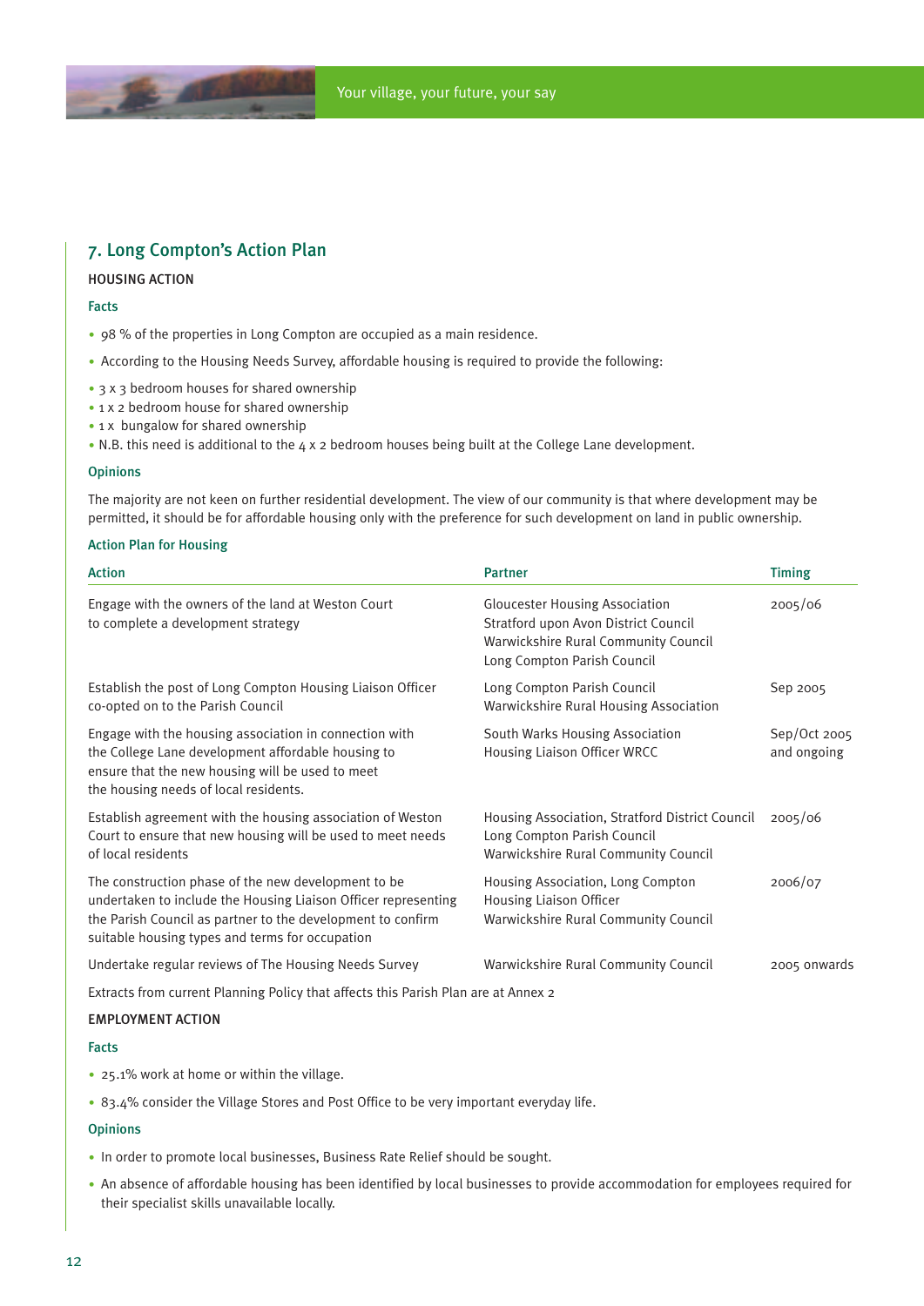## 7. Long Compton's Action Plan

HOUSING ACTION

### Facts

- 98 % of the properties in Long Compton are occupied as a main residence.
- According to the Housing Needs Survey, affordable housing is required to provide the following:
- 3 x 3 bedroom houses for shared ownership
- 1 x 2 bedroom house for shared ownership
- 1 x bungalow for shared ownership
- N.B. this need is additional to the 4 x 2 bedroom houses being built at the College Lane development.

### Opinions

The majority are not keen on further residential development. The view of our community is that where development may be permitted, it should be for affordable housing only with the preference for such development on land in public ownership.

### Action Plan for Housing

| Action | Partner | Timing |
|---|---|---|
| Engage with the owners of the land at Weston Court to complete a development strategy | Gloucester Housing Association<br>Stratford upon Avon District Council<br>Warwickshire Rural Community Council<br>Long Compton Parish Council | 2005/06 |
| Establish the post of Long Compton Housing Liaison Officer co-opted on to the Parish Council | Long Compton Parish Council<br>Warwickshire Rural Housing Association | Sep 2005 |
| Engage with the housing association in connection with the College Lane development affordable housing to ensure that the new housing will be used to meet the housing needs of local residents. | South Warks Housing Association<br>Housing Liaison Officer WRCC | Sep/Oct 2005 and ongoing |
| Establish agreement with the housing association of Weston Court to ensure that new housing will be used to meet needs of local residents | Housing Association, Stratford District Council<br>Long Compton Parish Council<br>Warwickshire Rural Community Council | 2005/06 |
| The construction phase of the new development to be undertaken to include the Housing Liaison Officer representing the Parish Council as partner to the development to confirm suitable housing types and terms for occupation | Housing Association, Long Compton Housing Liaison Officer<br>Warwickshire Rural Community Council | 2006/07 |
| Undertake regular reviews of The Housing Needs Survey | Warwickshire Rural Community Council | 2005 onwards |

Extracts from current Planning Policy that affects this Parish Plan are at Annex 2

EMPLOYMENT ACTION

### Facts

- 25.1% work at home or within the village.
- 83.4% consider the Village Stores and Post Office to be very important everyday life.

### Opinions

- In order to promote local businesses, Business Rate Relief should be sought.
- An absence of affordable housing has been identified by local businesses to provide accommodation for employees required for their specialist skills unavailable locally.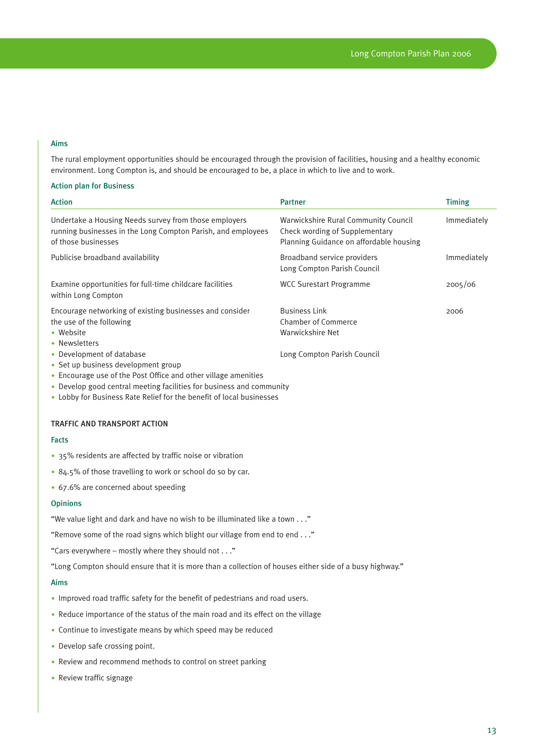### Aims

The rural employment opportunities should be encouraged through the provision of facilities, housing and a healthy economic environment. Long Compton is, and should be encouraged to be, a place in which to live and to work.

### Action plan for Business

| Action | Partner | Timing |
|---|---|---|
| Undertake a Housing Needs survey from those employers running businesses in the Long Compton Parish, and employees of those businesses | Warwickshire Rural Community Council<br>Check wording of Supplementary Planning Guidance on affordable housing | Immediately |
| Publicise broadband availability | Broadband service providers<br>Long Compton Parish Council | Immediately |
| Examine opportunities for full-time childcare facilities within Long Compton | WCC Surestart Programme | 2005/06 |
| Encourage networking of existing businesses and consider the use of the following<br>• Website<br>• Newsletters<br>• Development of database<br>• Set up business development group<br>• Encourage use of the Post Office and other village amenities<br>• Develop good central meeting facilities for business and community<br>• Lobby for Business Rate Relief for the benefit of local businesses | Business Link<br>Chamber of Commerce<br>Warwickshire Net<br><br>Long Compton Parish Council | 2006 |

## TRAFFIC AND TRANSPORT ACTION

### Facts

- 35% residents are affected by traffic noise or vibration
- 84.5% of those travelling to work or school do so by car.
- 67.6% are concerned about speeding

### Opinions

"We value light and dark and have no wish to be illuminated like a town . . ."

"Remove some of the road signs which blight our village from end to end . . ."

"Cars everywhere – mostly where they should not . . ."

"Long Compton should ensure that it is more than a collection of houses either side of a busy highway."

### Aims

- Improved road traffic safety for the benefit of pedestrians and road users.
- Reduce importance of the status of the main road and its effect on the village
- Continue to investigate means by which speed may be reduced
- Develop safe crossing point.
- Review and recommend methods to control on street parking
- Review traffic signage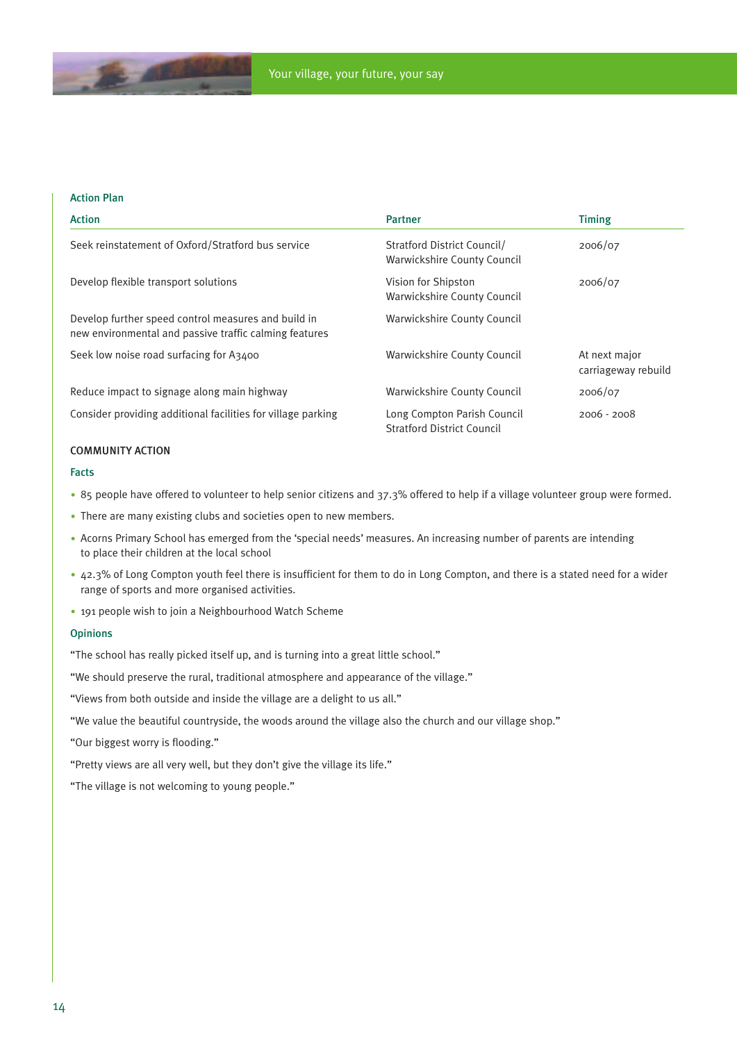### Action Plan

| Action | Partner | Timing |
|---|---|---|
| Seek reinstatement of Oxford/Stratford bus service | Stratford District Council/ Warwickshire County Council | 2006/07 |
| Develop flexible transport solutions | Vision for Shipston Warwickshire County Council | 2006/07 |
| Develop further speed control measures and build in new environmental and passive traffic calming features | Warwickshire County Council | |
| Seek low noise road surfacing for A3400 | Warwickshire County Council | At next major carriageway rebuild |
| Reduce impact to signage along main highway | Warwickshire County Council | 2006/07 |
| Consider providing additional facilities for village parking | Long Compton Parish Council Stratford District Council | 2006 - 2008 |

## COMMUNITY ACTION

### Facts

- 85 people have offered to volunteer to help senior citizens and 37.3% offered to help if a village volunteer group were formed.
- There are many existing clubs and societies open to new members.
- Acorns Primary School has emerged from the 'special needs' measures. An increasing number of parents are intending to place their children at the local school
- 42.3% of Long Compton youth feel there is insufficient for them to do in Long Compton, and there is a stated need for a wider range of sports and more organised activities.
- 191 people wish to join a Neighbourhood Watch Scheme

### Opinions

"The school has really picked itself up, and is turning into a great little school."

"We should preserve the rural, traditional atmosphere and appearance of the village."

"Views from both outside and inside the village are a delight to us all."

"We value the beautiful countryside, the woods around the village also the church and our village shop."

"Our biggest worry is flooding."

"Pretty views are all very well, but they don't give the village its life."

"The village is not welcoming to young people."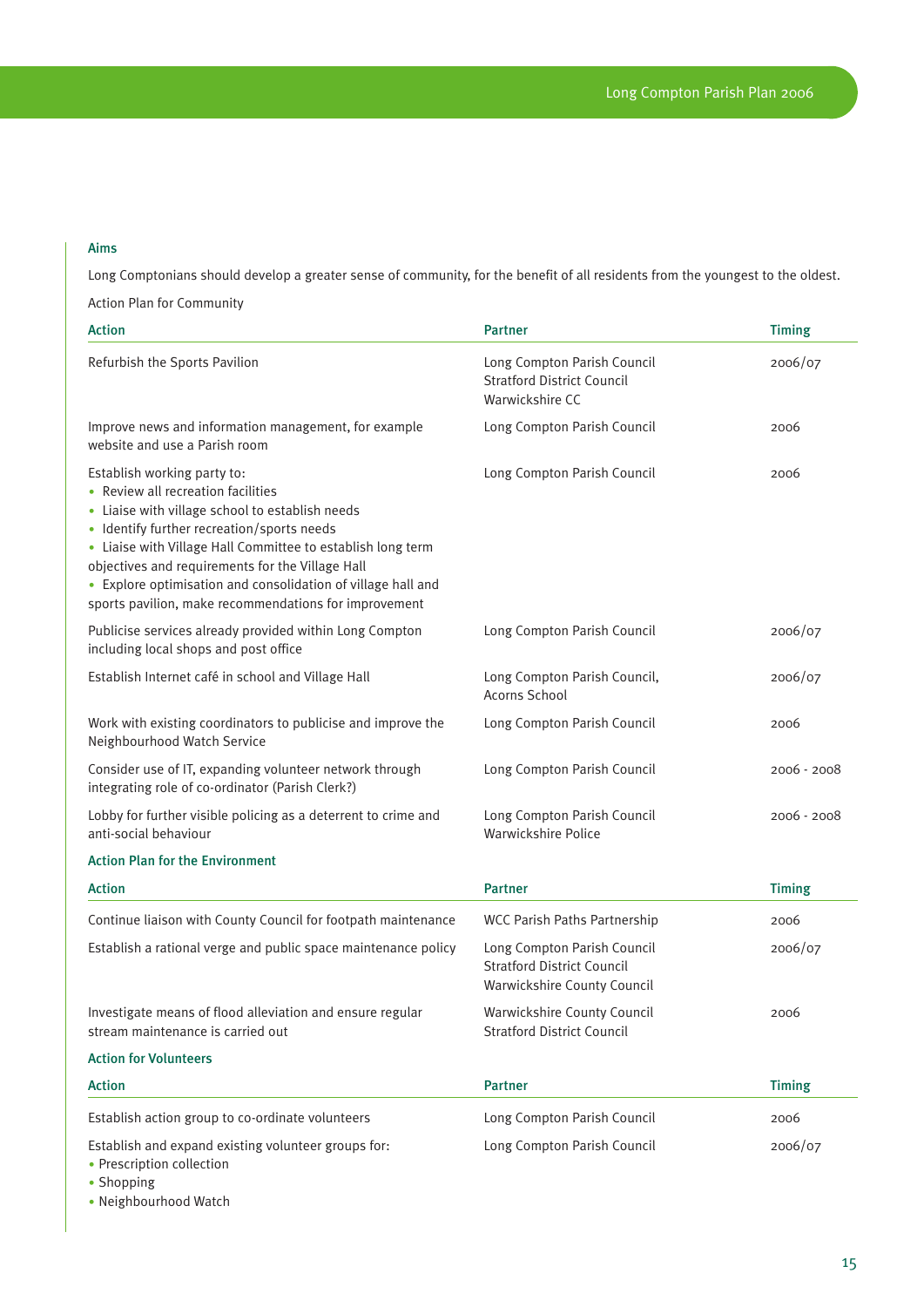### Aims

Long Comptonians should develop a greater sense of community, for the benefit of all residents from the youngest to the oldest.

Action Plan for Community

| Action | Partner | Timing |
| --- | --- | --- |
| Refurbish the Sports Pavilion | Long Compton Parish Council<br>Stratford District Council<br>Warwickshire CC | 2006/07 |
| Improve news and information management, for example website and use a Parish room | Long Compton Parish Council | 2006 |
| Establish working party to:<br>• Review all recreation facilities<br>• Liaise with village school to establish needs<br>• Identify further recreation/sports needs<br>• Liaise with Village Hall Committee to establish long term objectives and requirements for the Village Hall<br>• Explore optimisation and consolidation of village hall and sports pavilion, make recommendations for improvement | Long Compton Parish Council | 2006 |
| Publicise services already provided within Long Compton including local shops and post office | Long Compton Parish Council | 2006/07 |
| Establish Internet café in school and Village Hall | Long Compton Parish Council,<br>Acorns School | 2006/07 |
| Work with existing coordinators to publicise and improve the Neighbourhood Watch Service | Long Compton Parish Council | 2006 |
| Consider use of IT, expanding volunteer network through integrating role of co-ordinator (Parish Clerk?) | Long Compton Parish Council | 2006 - 2008 |
| Lobby for further visible policing as a deterrent to crime and anti-social behaviour | Long Compton Parish Council<br>Warwickshire Police | 2006 - 2008 |

### Action Plan for the Environment

| Action | Partner | Timing |
| --- | --- | --- |
| Continue liaison with County Council for footpath maintenance | WCC Parish Paths Partnership | 2006 |
| Establish a rational verge and public space maintenance policy | Long Compton Parish Council<br>Stratford District Council<br>Warwickshire County Council | 2006/07 |
| Investigate means of flood alleviation and ensure regular stream maintenance is carried out | Warwickshire County Council<br>Stratford District Council | 2006 |

### Action for Volunteers

| Action | Partner | Timing |
| --- | --- | --- |
| Establish action group to co-ordinate volunteers | Long Compton Parish Council | 2006 |
| Establish and expand existing volunteer groups for:<br>• Prescription collection<br>• Shopping<br>• Neighbourhood Watch | Long Compton Parish Council | 2006/07 |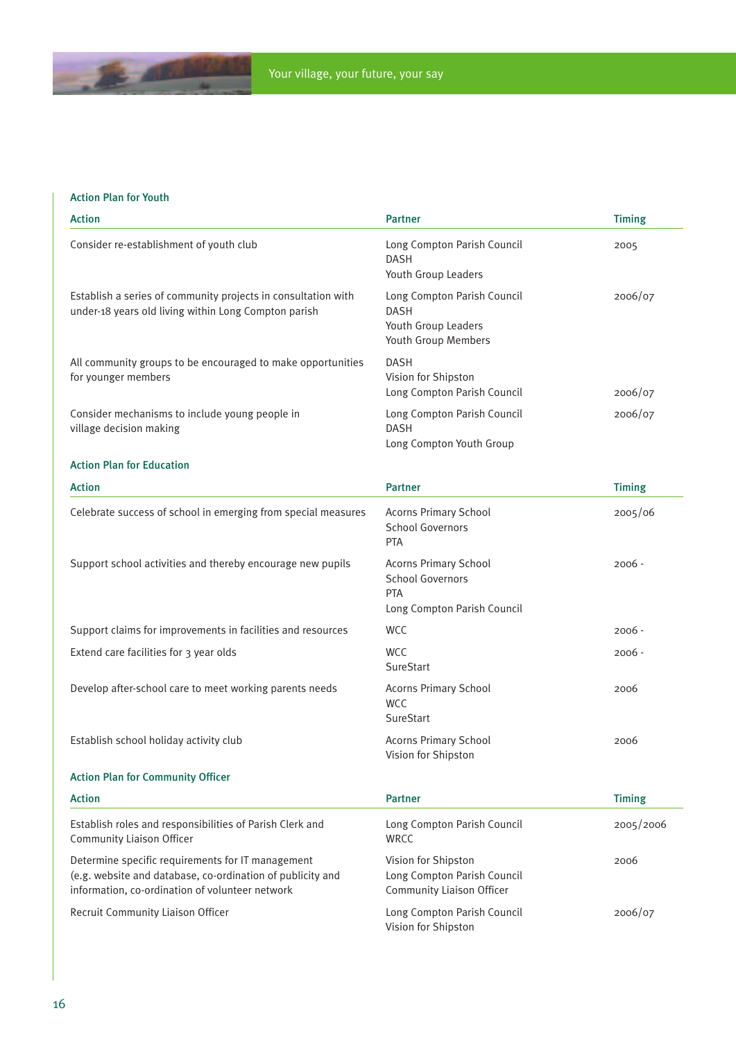### Action Plan for Youth

| Action | Partner | Timing |
|---|---|---|
| Consider re-establishment of youth club | Long Compton Parish Council<br>DASH<br>Youth Group Leaders | 2005 |
| Establish a series of community projects in consultation with under-18 years old living within Long Compton parish | Long Compton Parish Council<br>DASH<br>Youth Group Leaders<br>Youth Group Members | 2006/07 |
| All community groups to be encouraged to make opportunities for younger members | DASH<br>Vision for Shipston<br>Long Compton Parish Council | 2006/07 |
| Consider mechanisms to include young people in village decision making | Long Compton Parish Council<br>DASH<br>Long Compton Youth Group | 2006/07 |

### Action Plan for Education

| Action | Partner | Timing |
|---|---|---|
| Celebrate success of school in emerging from special measures | Acorns Primary School<br>School Governors<br>PTA | 2005/06 |
| Support school activities and thereby encourage new pupils | Acorns Primary School<br>School Governors<br>PTA<br>Long Compton Parish Council | 2006 - |
| Support claims for improvements in facilities and resources | WCC | 2006 - |
| Extend care facilities for 3 year olds | WCC<br>SureStart | 2006 - |
| Develop after-school care to meet working parents needs | Acorns Primary School<br>WCC<br>SureStart | 2006 |
| Establish school holiday activity club | Acorns Primary School<br>Vision for Shipston | 2006 |

### Action Plan for Community Officer

| Action | Partner | Timing |
|---|---|---|
| Establish roles and responsibilities of Parish Clerk and Community Liaison Officer | Long Compton Parish Council<br>WRCC | 2005/2006 |
| Determine specific requirements for IT management (e.g. website and database, co-ordination of publicity and information, co-ordination of volunteer network | Vision for Shipston<br>Long Compton Parish Council<br>Community Liaison Officer | 2006 |
| Recruit Community Liaison Officer | Long Compton Parish Council<br>Vision for Shipston | 2006/07 |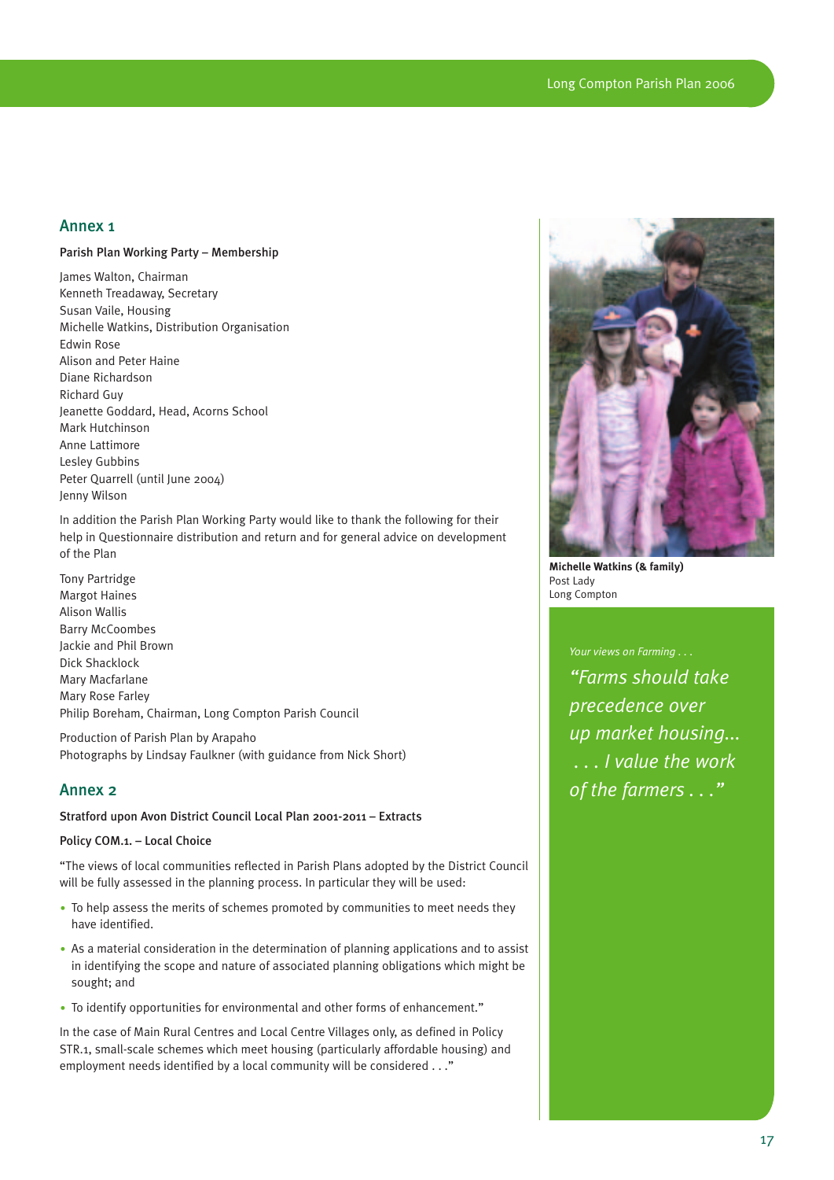## Annex 1

**Parish Plan Working Party – Membership**

James Walton, Chairman
Kenneth Treadaway, Secretary
Susan Vaile, Housing
Michelle Watkins, Distribution Organisation
Edwin Rose
Alison and Peter Haine
Diane Richardson
Richard Guy
Jeanette Goddard, Head, Acorns School
Mark Hutchinson
Anne Lattimore
Lesley Gubbins
Peter Quarrell (until June 2004)
Jenny Wilson

In addition the Parish Plan Working Party would like to thank the following for their help in Questionnaire distribution and return and for general advice on development of the Plan

Tony Partridge
Margot Haines
Alison Wallis
Barry McCoombes
Jackie and Phil Brown
Dick Shacklock
Mary Macfarlane
Mary Rose Farley
Philip Boreham, Chairman, Long Compton Parish Council

Production of Parish Plan by Arapaho
Photographs by Lindsay Faulkner (with guidance from Nick Short)

## Annex 2

**Stratford upon Avon District Council Local Plan 2001-2011 – Extracts**

**Policy COM.1. – Local Choice**

"The views of local communities reflected in Parish Plans adopted by the District Council will be fully assessed in the planning process. In particular they will be used:

- To help assess the merits of schemes promoted by communities to meet needs they have identified.
- As a material consideration in the determination of planning applications and to assist in identifying the scope and nature of associated planning obligations which might be sought; and
- To identify opportunities for environmental and other forms of enhancement."

In the case of Main Rural Centres and Local Centre Villages only, as defined in Policy STR.1, small-scale schemes which meet housing (particularly affordable housing) and employment needs identified by a local community will be considered . . ."

**Michelle Watkins (& family)**
Post Lady
Long Compton

*Your views on Farming . . .*

*"Farms should take precedence over up market housing... . . . I value the work of the farmers . . ."*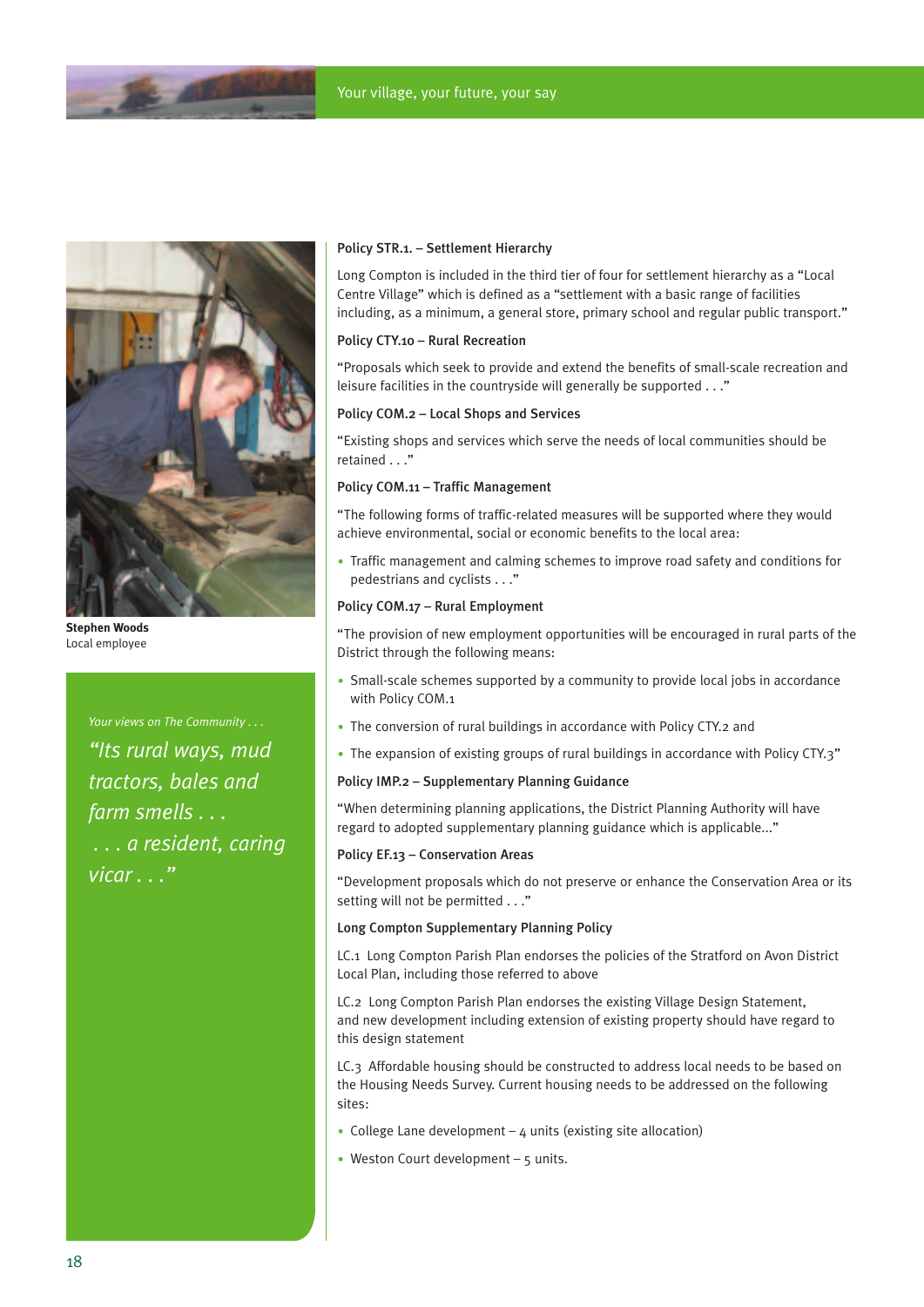**Stephen Woods**
Local employee

*Your views on The Community . . .*

*"Its rural ways, mud tractors, bales and farm smells . . . . . . a resident, caring vicar . . ."*

**Policy STR.1. – Settlement Hierarchy**

Long Compton is included in the third tier of four for settlement hierarchy as a "Local Centre Village" which is defined as a "settlement with a basic range of facilities including, as a minimum, a general store, primary school and regular public transport."

**Policy CTY.10 – Rural Recreation**

"Proposals which seek to provide and extend the benefits of small-scale recreation and leisure facilities in the countryside will generally be supported . . ."

**Policy COM.2 – Local Shops and Services**

"Existing shops and services which serve the needs of local communities should be retained . . ."

**Policy COM.11 – Traffic Management**

"The following forms of traffic-related measures will be supported where they would achieve environmental, social or economic benefits to the local area:

- Traffic management and calming schemes to improve road safety and conditions for pedestrians and cyclists . . ."

**Policy COM.17 – Rural Employment**

"The provision of new employment opportunities will be encouraged in rural parts of the District through the following means:

- Small-scale schemes supported by a community to provide local jobs in accordance with Policy COM.1
- The conversion of rural buildings in accordance with Policy CTY.2 and
- The expansion of existing groups of rural buildings in accordance with Policy CTY.3"

**Policy IMP.2 – Supplementary Planning Guidance**

"When determining planning applications, the District Planning Authority will have regard to adopted supplementary planning guidance which is applicable..."

**Policy EF.13 – Conservation Areas**

"Development proposals which do not preserve or enhance the Conservation Area or its setting will not be permitted . . ."

**Long Compton Supplementary Planning Policy**

LC.1 Long Compton Parish Plan endorses the policies of the Stratford on Avon District Local Plan, including those referred to above

LC.2 Long Compton Parish Plan endorses the existing Village Design Statement, and new development including extension of existing property should have regard to this design statement

LC.3 Affordable housing should be constructed to address local needs to be based on the Housing Needs Survey. Current housing needs to be addressed on the following sites:

- College Lane development – 4 units (existing site allocation)
- Weston Court development – 5 units.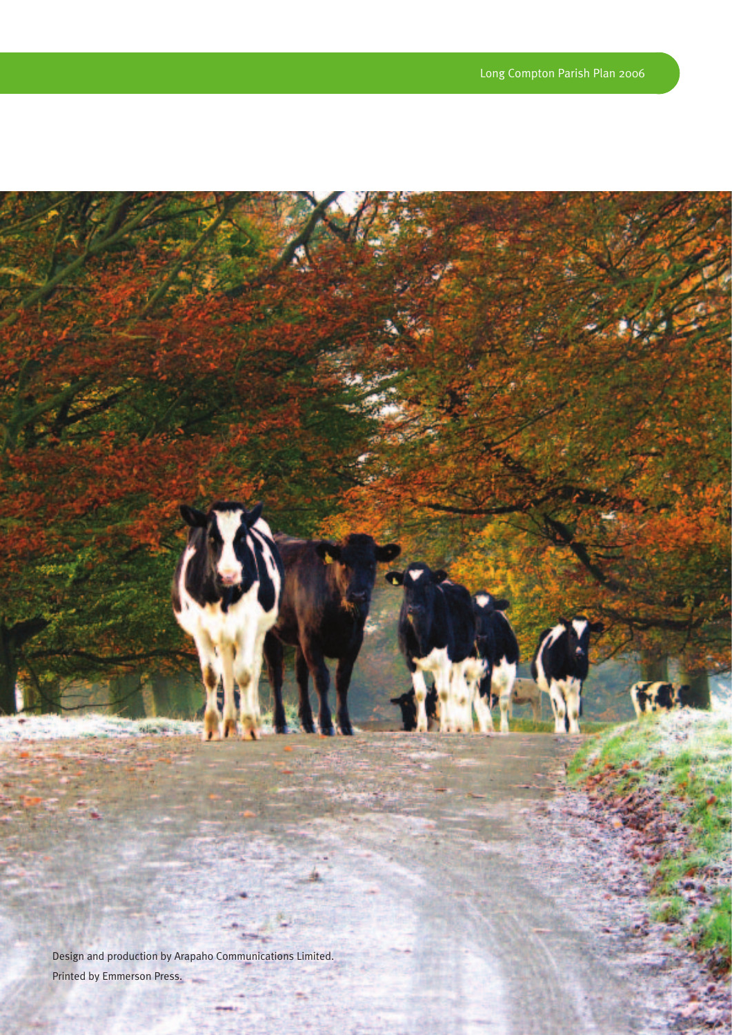Design and production by Arapaho Communications Limited.

Printed by Emmerson Press.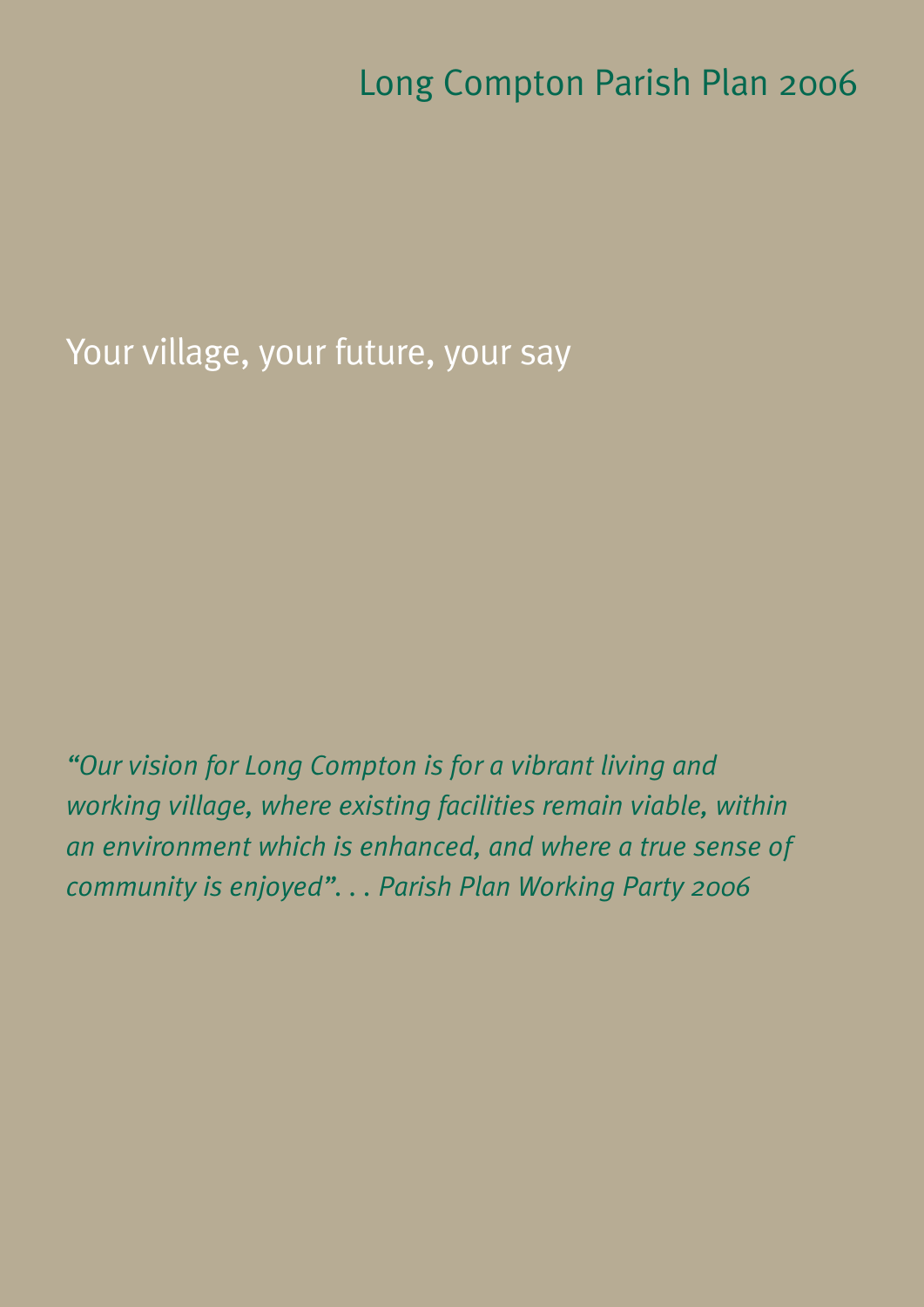# Long Compton Parish Plan 2006

Your village, your future, your say

*"Our vision for Long Compton is for a vibrant living and working village, where existing facilities remain viable, within an environment which is enhanced, and where a true sense of community is enjoyed". . . Parish Plan Working Party 2006*